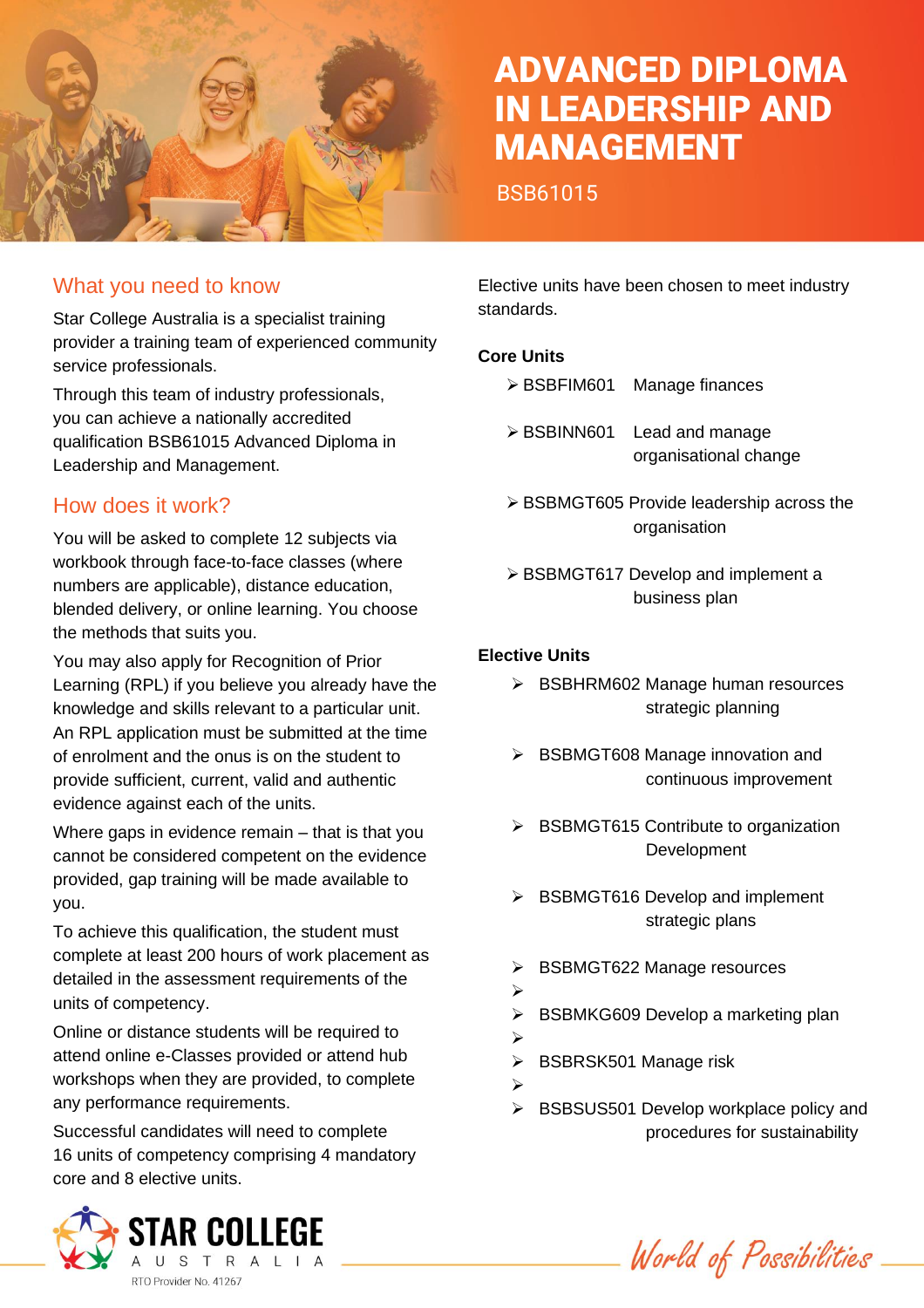# ADVANCED DIPLOMA IN LEADERSHIP AND MANAGEMENT

BSB61015

## What you need to know

Star College Australia is a specialist training provider a training team of experienced community service professionals.

Through this team of industry professionals, you can achieve a nationally accredited qualification BSB61015 Advanced Diploma in Leadership and Management.

## How does it work?

You will be asked to complete 12 subjects via workbook through face-to-face classes (where numbers are applicable), distance education, blended delivery, or online learning. You choose the methods that suits you.

You may also apply for Recognition of Prior Learning (RPL) if you believe you already have the knowledge and skills relevant to a particular unit. An RPL application must be submitted at the time of enrolment and the onus is on the student to provide sufficient, current, valid and authentic evidence against each of the units.

Where gaps in evidence remain – that is that you cannot be considered competent on the evidence provided, gap training will be made available to you.

To achieve this qualification, the student must complete at least 200 hours of work placement as detailed in the assessment requirements of the units of competency.

Online or distance students will be required to attend online e-Classes provided or attend hub workshops when they are provided, to complete any performance requirements.

Successful candidates will need to complete 16 units of competency comprising 4 mandatory core and 8 elective units.

Elective units have been chosen to meet industry standards.

**Core Units**

- BSBFIM601 Manage finances
- BSBINN601 Lead and manage organisational change
- BSBMGT605 Provide leadership across the organisation
- BSBMGT617 Develop and implement a business plan

**Elective Units**

- BSBHRM602 Manage human resources strategic planning
- BSBMGT608 Manage innovation and continuous improvement
- BSBMGT615 Contribute to organization Development
- BSBMGT616 Develop and implement strategic plans
- BSBMGT622 Manage resources
- BSBMKG609 Develop a marketing plan
- BSBRSK501 Manage risk
- BSBSUS501 Develop workplace policy and procedures for sustainability

STAR COLLEGE AUSTRALIA
RTO Provider No. 41267

*World of Possibilities*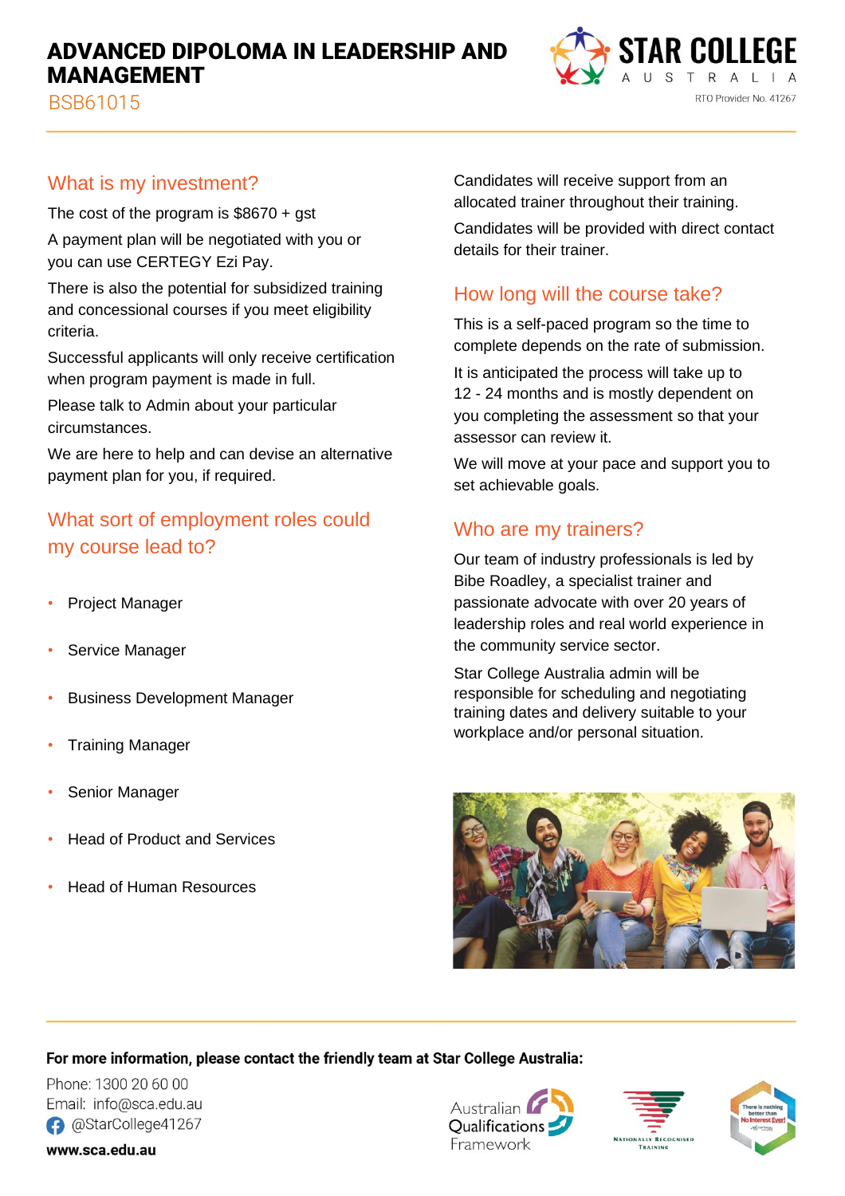# ADVANCED DIPOLOMA IN LEADERSHIP AND MANAGEMENT

BSB61015

STAR COLLEGE AUSTRALIA
RTO Provider No. 41267

## What is my investment?

The cost of the program is $8670 + gst

A payment plan will be negotiated with you or you can use CERTEGY Ezi Pay.

There is also the potential for subsidized training and concessional courses if you meet eligibility criteria.

Successful applicants will only receive certification when program payment is made in full.

Please talk to Admin about your particular circumstances.

We are here to help and can devise an alternative payment plan for you, if required.

## What sort of employment roles could my course lead to?

- Project Manager
- Service Manager
- Business Development Manager
- Training Manager
- Senior Manager
- Head of Product and Services
- Head of Human Resources

Candidates will receive support from an allocated trainer throughout their training.

Candidates will be provided with direct contact details for their trainer.

## How long will the course take?

This is a self-paced program so the time to complete depends on the rate of submission.

It is anticipated the process will take up to 12 - 24 months and is mostly dependent on you completing the assessment so that your assessor can review it.

We will move at your pace and support you to set achievable goals.

## Who are my trainers?

Our team of industry professionals is led by Bibe Roadley, a specialist trainer and passionate advocate with over 20 years of leadership roles and real world experience in the community service sector.

Star College Australia admin will be responsible for scheduling and negotiating training dates and delivery suitable to your workplace and/or personal situation.

**For more information, please contact the friendly team at Star College Australia:**

Phone: 1300 20 60 00
Email: info@sca.edu.au
@StarCollege41267

**www.sca.edu.au**

Australian Qualifications Framework

Nationally Recognised Training

There is nothing better than No Interest Ever!